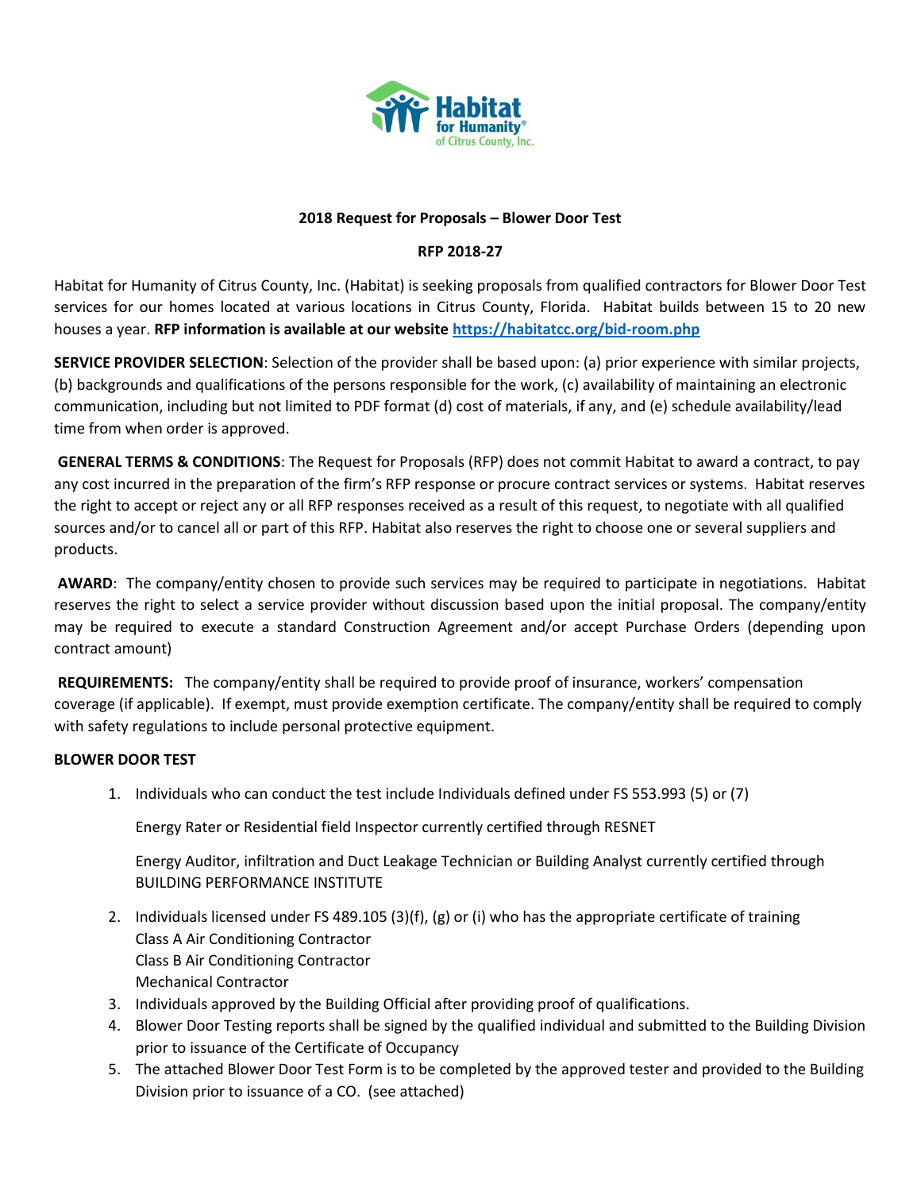Habitat for Humanity® of Citrus County, Inc.

**2018 Request for Proposals – Blower Door Test**

**RFP 2018-27**

Habitat for Humanity of Citrus County, Inc. (Habitat) is seeking proposals from qualified contractors for Blower Door Test services for our homes located at various locations in Citrus County, Florida. Habitat builds between 15 to 20 new houses a year. **RFP information is available at our website [https://habitatcc.org/bid-room.php](https://habitatcc.org/bid-room.php)**

**SERVICE PROVIDER SELECTION**: Selection of the provider shall be based upon: (a) prior experience with similar projects, (b) backgrounds and qualifications of the persons responsible for the work, (c) availability of maintaining an electronic communication, including but not limited to PDF format (d) cost of materials, if any, and (e) schedule availability/lead time from when order is approved.

**GENERAL TERMS & CONDITIONS**: The Request for Proposals (RFP) does not commit Habitat to award a contract, to pay any cost incurred in the preparation of the firm's RFP response or procure contract services or systems. Habitat reserves the right to accept or reject any or all RFP responses received as a result of this request, to negotiate with all qualified sources and/or to cancel all or part of this RFP. Habitat also reserves the right to choose one or several suppliers and products.

**AWARD**: The company/entity chosen to provide such services may be required to participate in negotiations. Habitat reserves the right to select a service provider without discussion based upon the initial proposal. The company/entity may be required to execute a standard Construction Agreement and/or accept Purchase Orders (depending upon contract amount)

**REQUIREMENTS:** The company/entity shall be required to provide proof of insurance, workers' compensation coverage (if applicable). If exempt, must provide exemption certificate. The company/entity shall be required to comply with safety regulations to include personal protective equipment.

**BLOWER DOOR TEST**

1. Individuals who can conduct the test include Individuals defined under FS 553.993 (5) or (7)

   Energy Rater or Residential field Inspector currently certified through RESNET

   Energy Auditor, infiltration and Duct Leakage Technician or Building Analyst currently certified through BUILDING PERFORMANCE INSTITUTE

2. Individuals licensed under FS 489.105 (3)(f), (g) or (i) who has the appropriate certificate of training
   Class A Air Conditioning Contractor
   Class B Air Conditioning Contractor
   Mechanical Contractor
3. Individuals approved by the Building Official after providing proof of qualifications.
4. Blower Door Testing reports shall be signed by the qualified individual and submitted to the Building Division prior to issuance of the Certificate of Occupancy
5. The attached Blower Door Test Form is to be completed by the approved tester and provided to the Building Division prior to issuance of a CO. (see attached)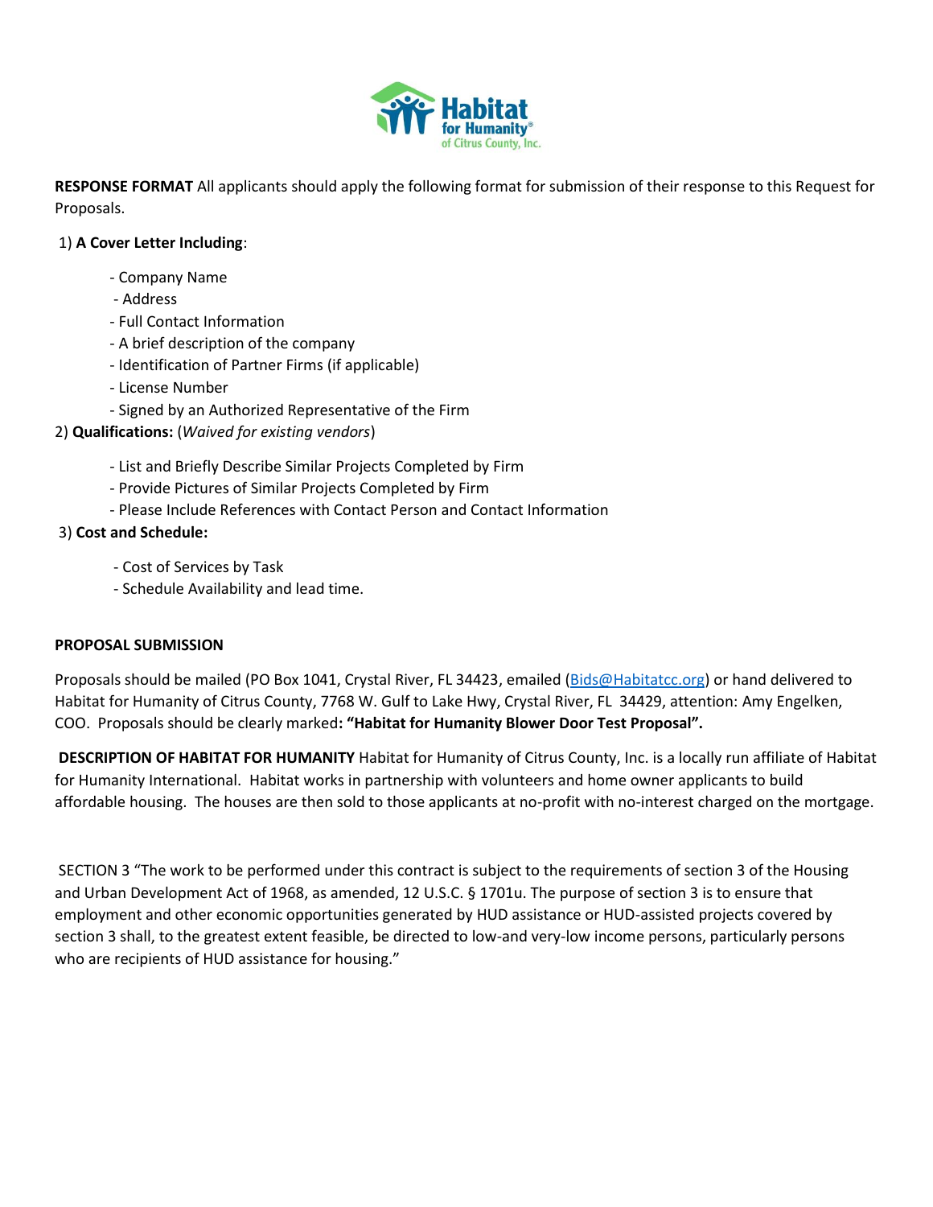**RESPONSE FORMAT** All applicants should apply the following format for submission of their response to this Request for Proposals.

1) **A Cover Letter Including**:

- Company Name
- Address
- Full Contact Information
- A brief description of the company
- Identification of Partner Firms (if applicable)
- License Number
- Signed by an Authorized Representative of the Firm

2) **Qualifications:** (*Waived for existing vendors*)

- List and Briefly Describe Similar Projects Completed by Firm
- Provide Pictures of Similar Projects Completed by Firm
- Please Include References with Contact Person and Contact Information

3) **Cost and Schedule:**

- Cost of Services by Task
- Schedule Availability and lead time.

**PROPOSAL SUBMISSION**

Proposals should be mailed (PO Box 1041, Crystal River, FL 34423, emailed (Bids@Habitatcc.org) or hand delivered to Habitat for Humanity of Citrus County, 7768 W. Gulf to Lake Hwy, Crystal River, FL 34429, attention: Amy Engelken, COO. Proposals should be clearly marked**: "Habitat for Humanity Blower Door Test Proposal".**

**DESCRIPTION OF HABITAT FOR HUMANITY** Habitat for Humanity of Citrus County, Inc. is a locally run affiliate of Habitat for Humanity International. Habitat works in partnership with volunteers and home owner applicants to build affordable housing. The houses are then sold to those applicants at no-profit with no-interest charged on the mortgage.

SECTION 3 "The work to be performed under this contract is subject to the requirements of section 3 of the Housing and Urban Development Act of 1968, as amended, 12 U.S.C. § 1701u. The purpose of section 3 is to ensure that employment and other economic opportunities generated by HUD assistance or HUD-assisted projects covered by section 3 shall, to the greatest extent feasible, be directed to low-and very-low income persons, particularly persons who are recipients of HUD assistance for housing."